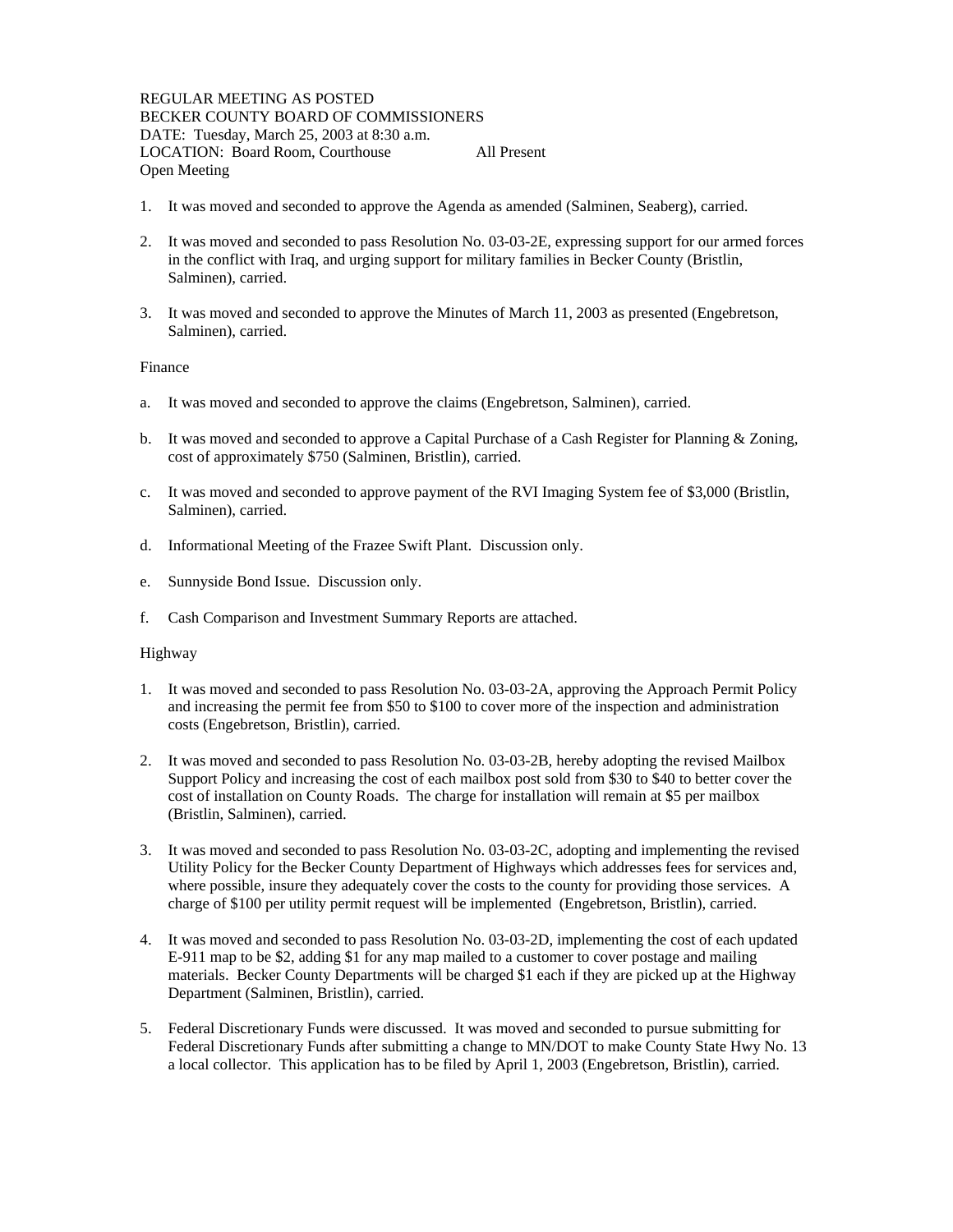REGULAR MEETING AS POSTED
BECKER COUNTY BOARD OF COMMISSIONERS
DATE: Tuesday, March 25, 2003 at 8:30 a.m.
LOCATION: Board Room, Courthouse All Present
Open Meeting

1. It was moved and seconded to approve the Agenda as amended (Salminen, Seaberg), carried.

2. It was moved and seconded to pass Resolution No. 03-03-2E, expressing support for our armed forces in the conflict with Iraq, and urging support for military families in Becker County (Bristlin, Salminen), carried.

3. It was moved and seconded to approve the Minutes of March 11, 2003 as presented (Engebretson, Salminen), carried.

Finance

a. It was moved and seconded to approve the claims (Engebretson, Salminen), carried.

b. It was moved and seconded to approve a Capital Purchase of a Cash Register for Planning & Zoning, cost of approximately $750 (Salminen, Bristlin), carried.

c. It was moved and seconded to approve payment of the RVI Imaging System fee of $3,000 (Bristlin, Salminen), carried.

d. Informational Meeting of the Frazee Swift Plant. Discussion only.

e. Sunnyside Bond Issue. Discussion only.

f. Cash Comparison and Investment Summary Reports are attached.

Highway

1. It was moved and seconded to pass Resolution No. 03-03-2A, approving the Approach Permit Policy and increasing the permit fee from $50 to $100 to cover more of the inspection and administration costs (Engebretson, Bristlin), carried.

2. It was moved and seconded to pass Resolution No. 03-03-2B, hereby adopting the revised Mailbox Support Policy and increasing the cost of each mailbox post sold from $30 to $40 to better cover the cost of installation on County Roads. The charge for installation will remain at $5 per mailbox (Bristlin, Salminen), carried.

3. It was moved and seconded to pass Resolution No. 03-03-2C, adopting and implementing the revised Utility Policy for the Becker County Department of Highways which addresses fees for services and, where possible, insure they adequately cover the costs to the county for providing those services. A charge of $100 per utility permit request will be implemented (Engebretson, Bristlin), carried.

4. It was moved and seconded to pass Resolution No. 03-03-2D, implementing the cost of each updated E-911 map to be $2, adding $1 for any map mailed to a customer to cover postage and mailing materials. Becker County Departments will be charged $1 each if they are picked up at the Highway Department (Salminen, Bristlin), carried.

5. Federal Discretionary Funds were discussed. It was moved and seconded to pursue submitting for Federal Discretionary Funds after submitting a change to MN/DOT to make County State Hwy No. 13 a local collector. This application has to be filed by April 1, 2003 (Engebretson, Bristlin), carried.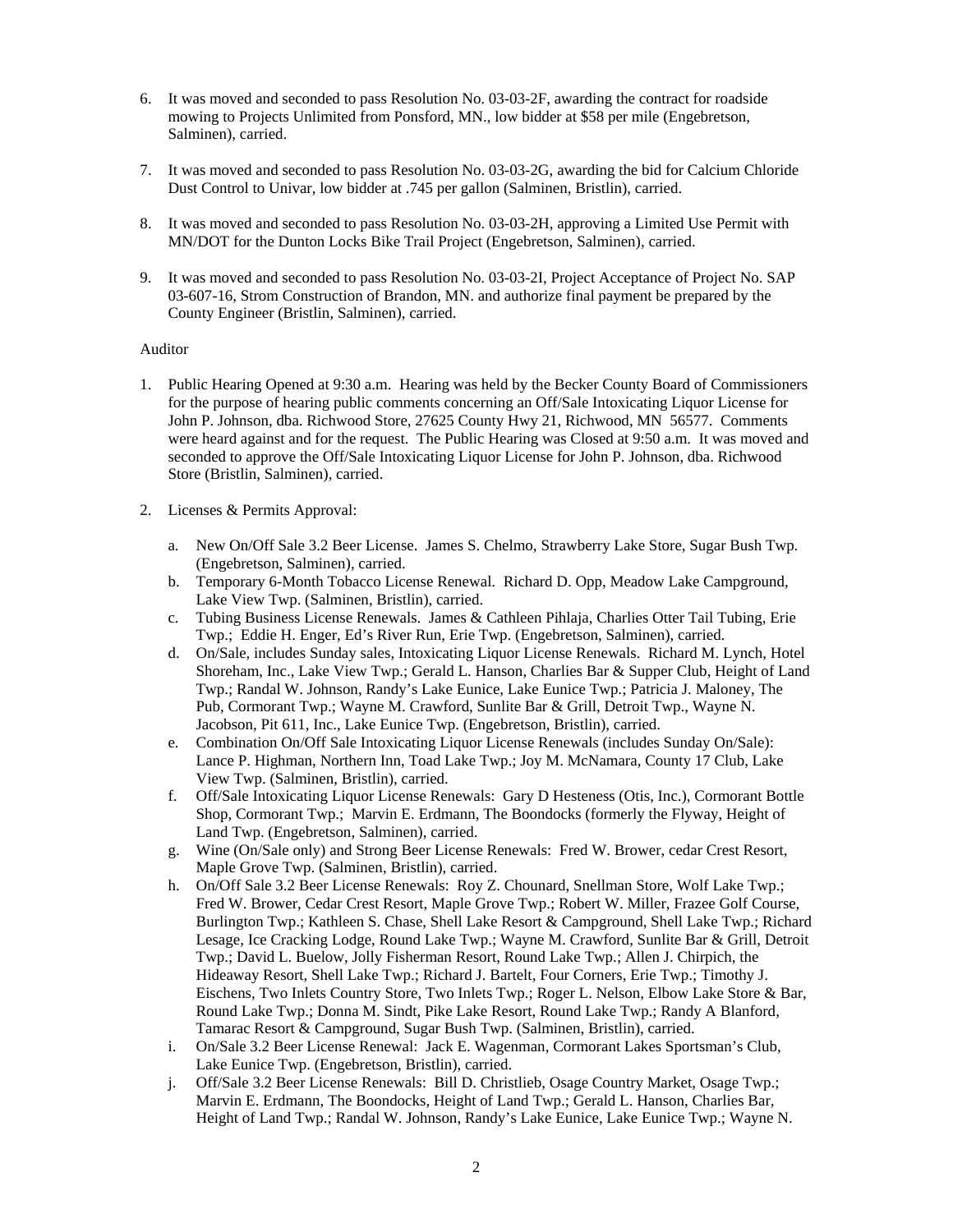6. It was moved and seconded to pass Resolution No. 03-03-2F, awarding the contract for roadside mowing to Projects Unlimited from Ponsford, MN., low bidder at $58 per mile (Engebretson, Salminen), carried.

7. It was moved and seconded to pass Resolution No. 03-03-2G, awarding the bid for Calcium Chloride Dust Control to Univar, low bidder at .745 per gallon (Salminen, Bristlin), carried.

8. It was moved and seconded to pass Resolution No. 03-03-2H, approving a Limited Use Permit with MN/DOT for the Dunton Locks Bike Trail Project (Engebretson, Salminen), carried.

9. It was moved and seconded to pass Resolution No. 03-03-2I, Project Acceptance of Project No. SAP 03-607-16, Strom Construction of Brandon, MN. and authorize final payment be prepared by the County Engineer (Bristlin, Salminen), carried.

Auditor

1. Public Hearing Opened at 9:30 a.m. Hearing was held by the Becker County Board of Commissioners for the purpose of hearing public comments concerning an Off/Sale Intoxicating Liquor License for John P. Johnson, dba. Richwood Store, 27625 County Hwy 21, Richwood, MN 56577. Comments were heard against and for the request. The Public Hearing was Closed at 9:50 a.m. It was moved and seconded to approve the Off/Sale Intoxicating Liquor License for John P. Johnson, dba. Richwood Store (Bristlin, Salminen), carried.

2. Licenses & Permits Approval:

   a. New On/Off Sale 3.2 Beer License. James S. Chelmo, Strawberry Lake Store, Sugar Bush Twp. (Engebretson, Salminen), carried.
   b. Temporary 6-Month Tobacco License Renewal. Richard D. Opp, Meadow Lake Campground, Lake View Twp. (Salminen, Bristlin), carried.
   c. Tubing Business License Renewals. James & Cathleen Pihlaja, Charlies Otter Tail Tubing, Erie Twp.; Eddie H. Enger, Ed's River Run, Erie Twp. (Engebretson, Salminen), carried.
   d. On/Sale, includes Sunday sales, Intoxicating Liquor License Renewals. Richard M. Lynch, Hotel Shoreham, Inc., Lake View Twp.; Gerald L. Hanson, Charlies Bar & Supper Club, Height of Land Twp.; Randal W. Johnson, Randy's Lake Eunice, Lake Eunice Twp.; Patricia J. Maloney, The Pub, Cormorant Twp.; Wayne M. Crawford, Sunlite Bar & Grill, Detroit Twp., Wayne N. Jacobson, Pit 611, Inc., Lake Eunice Twp. (Engebretson, Bristlin), carried.
   e. Combination On/Off Sale Intoxicating Liquor License Renewals (includes Sunday On/Sale): Lance P. Highman, Northern Inn, Toad Lake Twp.; Joy M. McNamara, County 17 Club, Lake View Twp. (Salminen, Bristlin), carried.
   f. Off/Sale Intoxicating Liquor License Renewals: Gary D Hesteness (Otis, Inc.), Cormorant Bottle Shop, Cormorant Twp.; Marvin E. Erdmann, The Boondocks (formerly the Flyway, Height of Land Twp. (Engebretson, Salminen), carried.
   g. Wine (On/Sale only) and Strong Beer License Renewals: Fred W. Brower, cedar Crest Resort, Maple Grove Twp. (Salminen, Bristlin), carried.
   h. On/Off Sale 3.2 Beer License Renewals: Roy Z. Chounard, Snellman Store, Wolf Lake Twp.; Fred W. Brower, Cedar Crest Resort, Maple Grove Twp.; Robert W. Miller, Frazee Golf Course, Burlington Twp.; Kathleen S. Chase, Shell Lake Resort & Campground, Shell Lake Twp.; Richard Lesage, Ice Cracking Lodge, Round Lake Twp.; Wayne M. Crawford, Sunlite Bar & Grill, Detroit Twp.; David L. Buelow, Jolly Fisherman Resort, Round Lake Twp.; Allen J. Chirpich, the Hideaway Resort, Shell Lake Twp.; Richard J. Bartelt, Four Corners, Erie Twp.; Timothy J. Eischens, Two Inlets Country Store, Two Inlets Twp.; Roger L. Nelson, Elbow Lake Store & Bar, Round Lake Twp.; Donna M. Sindt, Pike Lake Resort, Round Lake Twp.; Randy A Blanford, Tamarac Resort & Campground, Sugar Bush Twp. (Salminen, Bristlin), carried.
   i. On/Sale 3.2 Beer License Renewal: Jack E. Wagenman, Cormorant Lakes Sportsman's Club, Lake Eunice Twp. (Engebretson, Bristlin), carried.
   j. Off/Sale 3.2 Beer License Renewals: Bill D. Christlieb, Osage Country Market, Osage Twp.; Marvin E. Erdmann, The Boondocks, Height of Land Twp.; Gerald L. Hanson, Charlies Bar, Height of Land Twp.; Randal W. Johnson, Randy's Lake Eunice, Lake Eunice Twp.; Wayne N.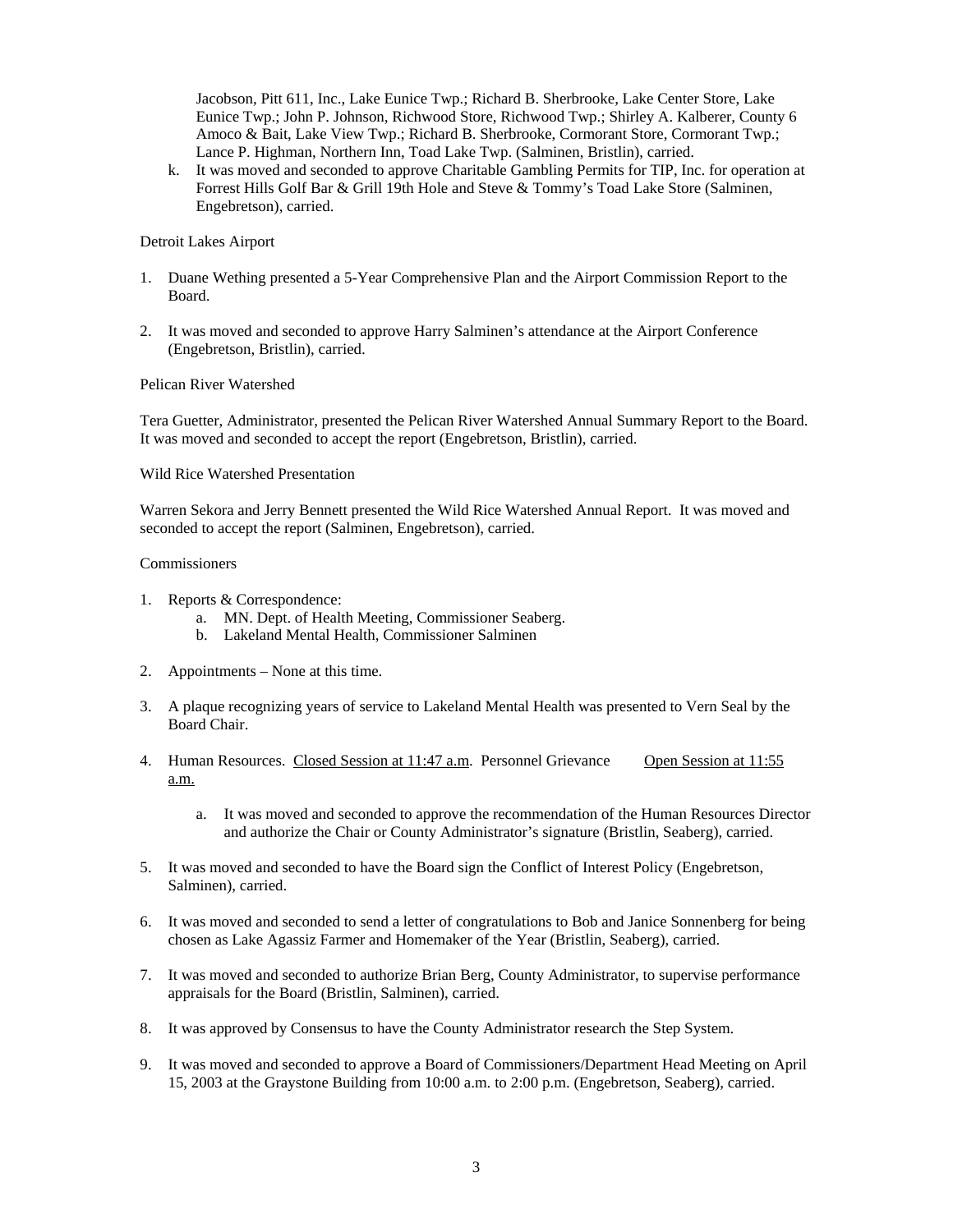Jacobson, Pitt 611, Inc., Lake Eunice Twp.; Richard B. Sherbrooke, Lake Center Store, Lake Eunice Twp.; John P. Johnson, Richwood Store, Richwood Twp.; Shirley A. Kalberer, County 6 Amoco & Bait, Lake View Twp.; Richard B. Sherbrooke, Cormorant Store, Cormorant Twp.; Lance P. Highman, Northern Inn, Toad Lake Twp. (Salminen, Bristlin), carried.

k. It was moved and seconded to approve Charitable Gambling Permits for TIP, Inc. for operation at Forrest Hills Golf Bar & Grill 19th Hole and Steve & Tommy's Toad Lake Store (Salminen, Engebretson), carried.

Detroit Lakes Airport

1. Duane Wething presented a 5-Year Comprehensive Plan and the Airport Commission Report to the Board.

2. It was moved and seconded to approve Harry Salminen's attendance at the Airport Conference (Engebretson, Bristlin), carried.

Pelican River Watershed

Tera Guetter, Administrator, presented the Pelican River Watershed Annual Summary Report to the Board. It was moved and seconded to accept the report (Engebretson, Bristlin), carried.

Wild Rice Watershed Presentation

Warren Sekora and Jerry Bennett presented the Wild Rice Watershed Annual Report. It was moved and seconded to accept the report (Salminen, Engebretson), carried.

Commissioners

1. Reports & Correspondence:
   a. MN. Dept. of Health Meeting, Commissioner Seaberg.
   b. Lakeland Mental Health, Commissioner Salminen

2. Appointments – None at this time.

3. A plaque recognizing years of service to Lakeland Mental Health was presented to Vern Seal by the Board Chair.

4. Human Resources. Closed Session at 11:47 a.m. Personnel Grievance Open Session at 11:55 a.m.

   a. It was moved and seconded to approve the recommendation of the Human Resources Director and authorize the Chair or County Administrator's signature (Bristlin, Seaberg), carried.

5. It was moved and seconded to have the Board sign the Conflict of Interest Policy (Engebretson, Salminen), carried.

6. It was moved and seconded to send a letter of congratulations to Bob and Janice Sonnenberg for being chosen as Lake Agassiz Farmer and Homemaker of the Year (Bristlin, Seaberg), carried.

7. It was moved and seconded to authorize Brian Berg, County Administrator, to supervise performance appraisals for the Board (Bristlin, Salminen), carried.

8. It was approved by Consensus to have the County Administrator research the Step System.

9. It was moved and seconded to approve a Board of Commissioners/Department Head Meeting on April 15, 2003 at the Graystone Building from 10:00 a.m. to 2:00 p.m. (Engebretson, Seaberg), carried.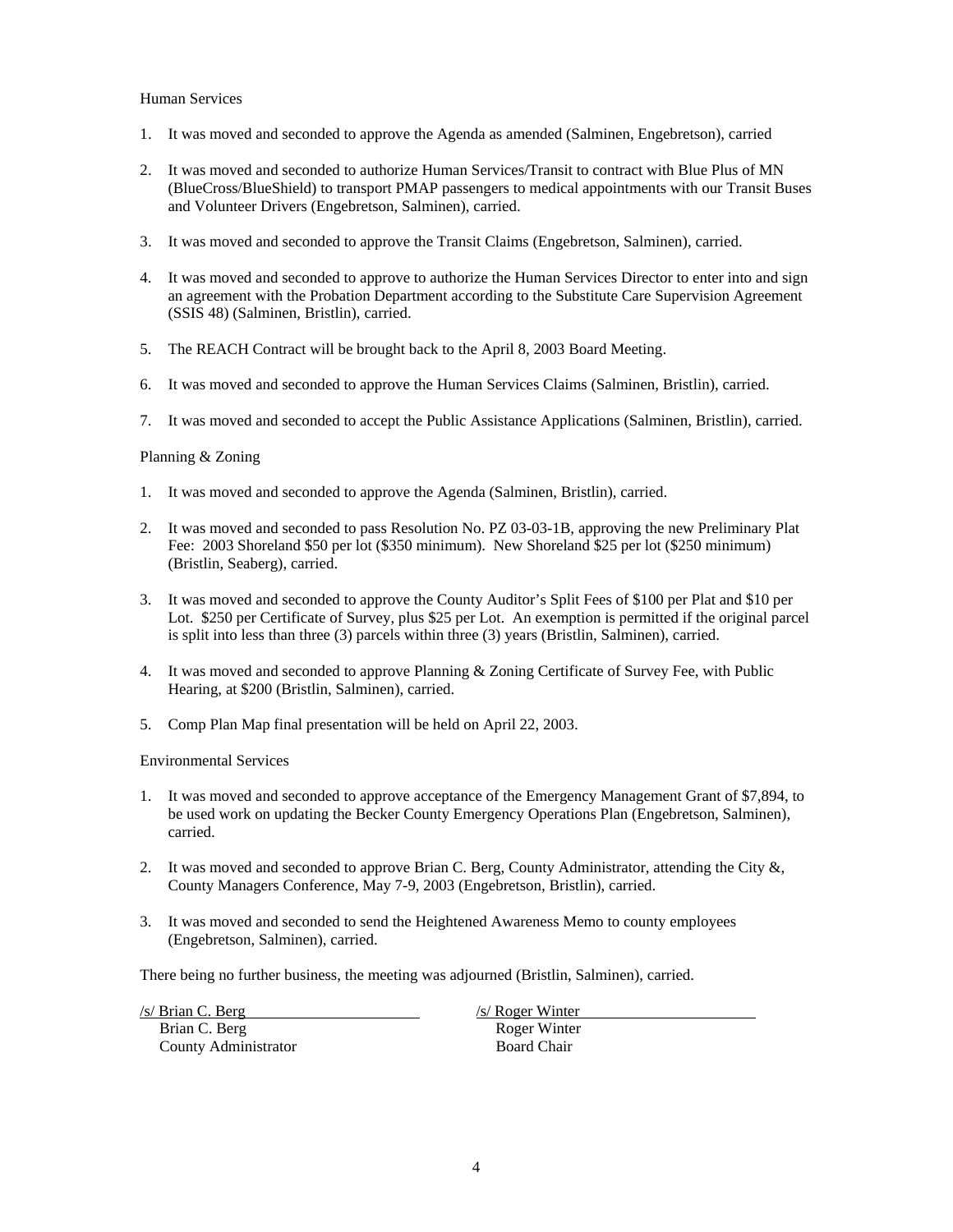Human Services

1. It was moved and seconded to approve the Agenda as amended (Salminen, Engebretson), carried

2. It was moved and seconded to authorize Human Services/Transit to contract with Blue Plus of MN (BlueCross/BlueShield) to transport PMAP passengers to medical appointments with our Transit Buses and Volunteer Drivers (Engebretson, Salminen), carried.

3. It was moved and seconded to approve the Transit Claims (Engebretson, Salminen), carried.

4. It was moved and seconded to approve to authorize the Human Services Director to enter into and sign an agreement with the Probation Department according to the Substitute Care Supervision Agreement (SSIS 48) (Salminen, Bristlin), carried.

5. The REACH Contract will be brought back to the April 8, 2003 Board Meeting.

6. It was moved and seconded to approve the Human Services Claims (Salminen, Bristlin), carried.

7. It was moved and seconded to accept the Public Assistance Applications (Salminen, Bristlin), carried.

Planning & Zoning

1. It was moved and seconded to approve the Agenda (Salminen, Bristlin), carried.

2. It was moved and seconded to pass Resolution No. PZ 03-03-1B, approving the new Preliminary Plat Fee: 2003 Shoreland $50 per lot ($350 minimum). New Shoreland $25 per lot ($250 minimum) (Bristlin, Seaberg), carried.

3. It was moved and seconded to approve the County Auditor's Split Fees of $100 per Plat and $10 per Lot. $250 per Certificate of Survey, plus $25 per Lot. An exemption is permitted if the original parcel is split into less than three (3) parcels within three (3) years (Bristlin, Salminen), carried.

4. It was moved and seconded to approve Planning & Zoning Certificate of Survey Fee, with Public Hearing, at $200 (Bristlin, Salminen), carried.

5. Comp Plan Map final presentation will be held on April 22, 2003.

Environmental Services

1. It was moved and seconded to approve acceptance of the Emergency Management Grant of $7,894, to be used work on updating the Becker County Emergency Operations Plan (Engebretson, Salminen), carried.

2. It was moved and seconded to approve Brian C. Berg, County Administrator, attending the City &, County Managers Conference, May 7-9, 2003 (Engebretson, Bristlin), carried.

3. It was moved and seconded to send the Heightened Awareness Memo to county employees (Engebretson, Salminen), carried.

There being no further business, the meeting was adjourned (Bristlin, Salminen), carried.

/s/ Brian C. Berg
Brian C. Berg
County Administrator

/s/ Roger Winter
Roger Winter
Board Chair